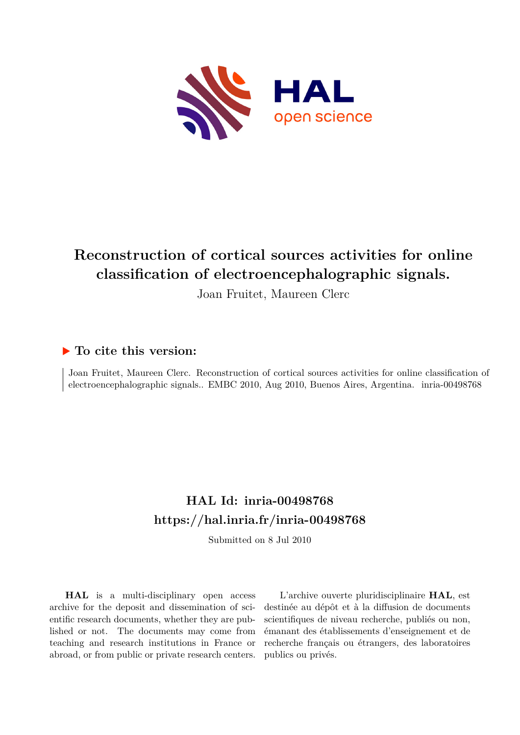# Reconstruction of cortical sources activities for online classification of electroencephalographic signals.

Joan Fruitet, Maureen Clerc

## To cite this version:

Joan Fruitet, Maureen Clerc. Reconstruction of cortical sources activities for online classification of electroencephalographic signals.. EMBC 2010, Aug 2010, Buenos Aires, Argentina. inria-00498768

## HAL Id: inria-00498768
## https://hal.inria.fr/inria-00498768

Submitted on 8 Jul 2010

**HAL** is a multi-disciplinary open access archive for the deposit and dissemination of scientific research documents, whether they are published or not. The documents may come from teaching and research institutions in France or abroad, or from public or private research centers.

L'archive ouverte pluridisciplinaire **HAL**, est destinée au dépôt et à la diffusion de documents scientifiques de niveau recherche, publiés ou non, émanant des établissements d'enseignement et de recherche français ou étrangers, des laboratoires publics ou privés.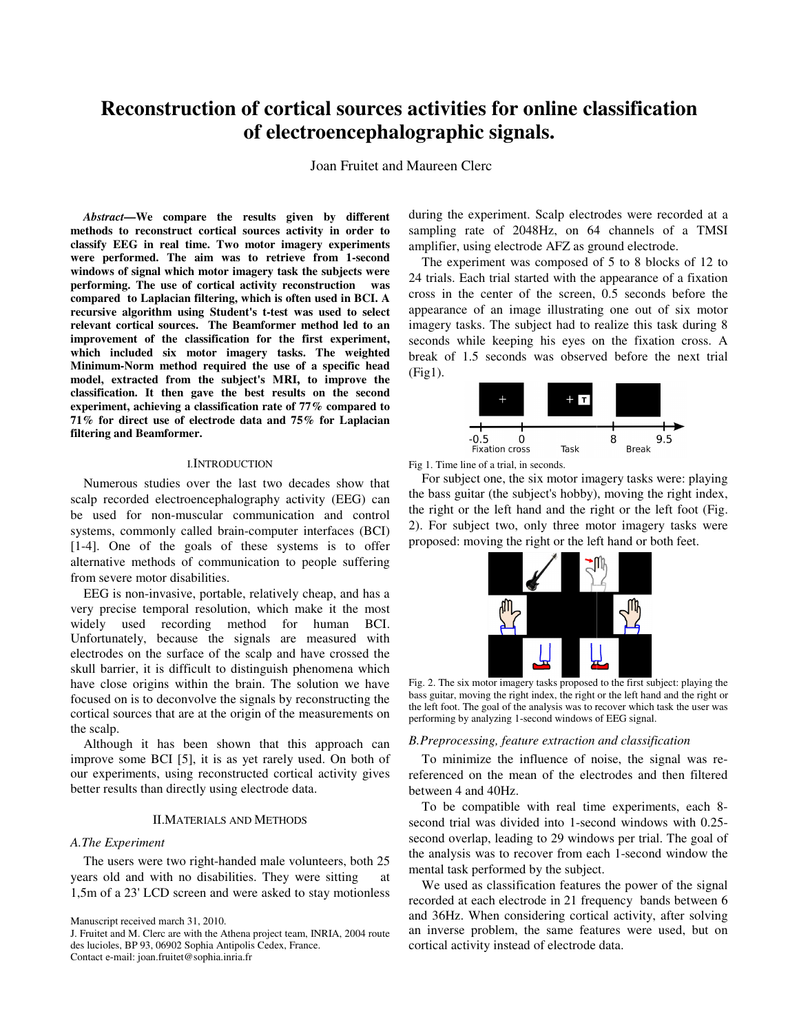# Reconstruction of cortical sources activities for online classification of electroencephalographic signals.

Joan Fruitet and Maureen Clerc

***Abstract*—We compare the results given by different methods to reconstruct cortical sources activity in order to classify EEG in real time. Two motor imagery experiments were performed. The aim was to retrieve from 1-second windows of signal which motor imagery task the subjects were performing. The use of cortical activity reconstruction was compared to Laplacian filtering, which is often used in BCI. A recursive algorithm using Student's t-test was used to select relevant cortical sources. The Beamformer method led to an improvement of the classification for the first experiment, which included six motor imagery tasks. The weighted Minimum-Norm method required the use of a specific head model, extracted from the subject's MRI, to improve the classification. It then gave the best results on the second experiment, achieving a classification rate of 77% compared to 71% for direct use of electrode data and 75% for Laplacian filtering and Beamformer.**

## I. Introduction

Numerous studies over the last two decades show that scalp recorded electroencephalography activity (EEG) can be used for non-muscular communication and control systems, commonly called brain-computer interfaces (BCI) [1-4]. One of the goals of these systems is to offer alternative methods of communication to people suffering from severe motor disabilities.

EEG is non-invasive, portable, relatively cheap, and has a very precise temporal resolution, which make it the most widely used recording method for human BCI. Unfortunately, because the signals are measured with electrodes on the surface of the scalp and have crossed the skull barrier, it is difficult to distinguish phenomena which have close origins within the brain. The solution we have focused on is to deconvolve the signals by reconstructing the cortical sources that are at the origin of the measurements on the scalp.

Although it has been shown that this approach can improve some BCI [5], it is as yet rarely used. On both of our experiments, using reconstructed cortical activity gives better results than directly using electrode data.

## II. Materials and Methods

### *A. The Experiment*

The users were two right-handed male volunteers, both 25 years old and with no disabilities. They were sitting at 1,5m of a 23' LCD screen and were asked to stay motionless during the experiment. Scalp electrodes were recorded at a sampling rate of 2048Hz, on 64 channels of a TMSI amplifier, using electrode AFZ as ground electrode.

The experiment was composed of 5 to 8 blocks of 12 to 24 trials. Each trial started with the appearance of a fixation cross in the center of the screen, 0.5 seconds before the appearance of an image illustrating one out of six motor imagery tasks. The subject had to realize this task during 8 seconds while keeping his eyes on the fixation cross. A break of 1.5 seconds was observed before the next trial (Fig1).

Fig 1. Time line of a trial, in seconds.

For subject one, the six motor imagery tasks were: playing the bass guitar (the subject's hobby), moving the right index, the right or the left hand and the right or the left foot (Fig. 2). For subject two, only three motor imagery tasks were proposed: moving the right or the left hand or both feet.

Fig. 2. The six motor imagery tasks proposed to the first subject: playing the bass guitar, moving the right index, the right or the left hand and the right or the left foot. The goal of the analysis was to recover which task the user was performing by analyzing 1-second windows of EEG signal.

### *B. Preprocessing, feature extraction and classification*

To minimize the influence of noise, the signal was re-referenced on the mean of the electrodes and then filtered between 4 and 40Hz.

To be compatible with real time experiments, each 8-second trial was divided into 1-second windows with 0.25-second overlap, leading to 29 windows per trial. The goal of the analysis was to recover from each 1-second window the mental task performed by the subject.

We used as classification features the power of the signal recorded at each electrode in 21 frequency bands between 6 and 36Hz. When considering cortical activity, after solving an inverse problem, the same features were used, but on cortical activity instead of electrode data.

Manuscript received march 31, 2010.

J. Fruitet and M. Clerc are with the Athena project team, INRIA, 2004 route des lucioles, BP 93, 06902 Sophia Antipolis Cedex, France.

Contact e-mail: joan.fruitet@sophia.inria.fr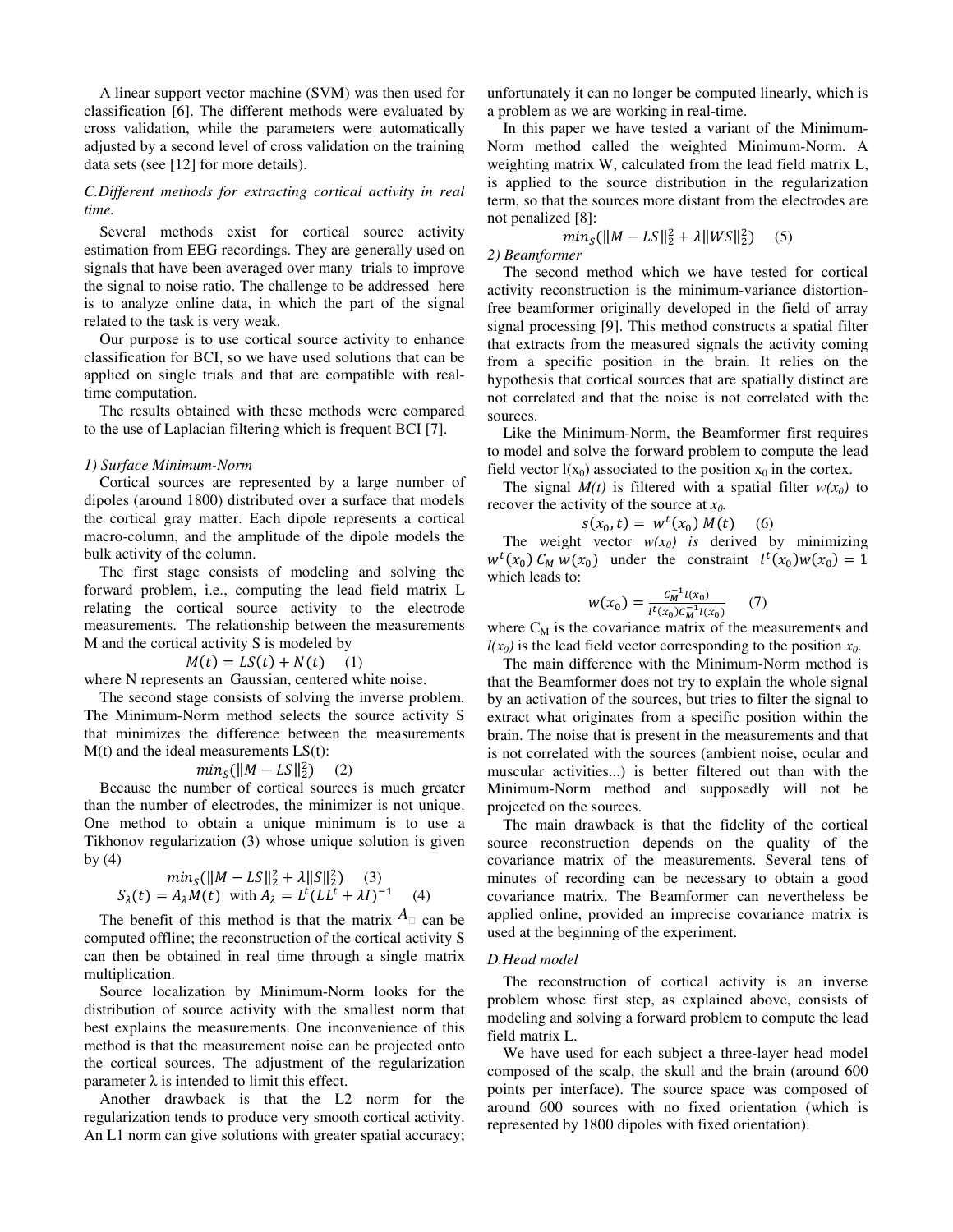A linear support vector machine (SVM) was then used for classification [6]. The different methods were evaluated by cross validation, while the parameters were automatically adjusted by a second level of cross validation on the training data sets (see [12] for more details).

### *C.Different methods for extracting cortical activity in real time.*

Several methods exist for cortical source activity estimation from EEG recordings. They are generally used on signals that have been averaged over many trials to improve the signal to noise ratio. The challenge to be addressed here is to analyze online data, in which the part of the signal related to the task is very weak.

Our purpose is to use cortical source activity to enhance classification for BCI, so we have used solutions that can be applied on single trials and that are compatible with real-time computation.

The results obtained with these methods were compared to the use of Laplacian filtering which is frequent BCI [7].

#### *1) Surface Minimum-Norm*

Cortical sources are represented by a large number of dipoles (around 1800) distributed over a surface that models the cortical gray matter. Each dipole represents a cortical macro-column, and the amplitude of the dipole models the bulk activity of the column.

The first stage consists of modeling and solving the forward problem, i.e., computing the lead field matrix L relating the cortical source activity to the electrode measurements. The relationship between the measurements M and the cortical activity S is modeled by

$$M(t) = LS(t) + N(t) \quad (1)$$

where N represents an Gaussian, centered white noise.

The second stage consists of solving the inverse problem. The Minimum-Norm method selects the source activity S that minimizes the difference between the measurements M(t) and the ideal measurements LS(t):

$$min_S(\|M - LS\|_2^2) \quad (2)$$

Because the number of cortical sources is much greater than the number of electrodes, the minimizer is not unique. One method to obtain a unique minimum is to use a Tikhonov regularization (3) whose unique solution is given by (4)

$$min_S(\|M - LS\|_2^2 + \lambda\|S\|_2^2) \quad (3)$$

$$S_\lambda(t) = A_\lambda M(t) \text{ with } A_\lambda = L^t(LL^t + \lambda I)^{-1} \quad (4)$$

The benefit of this method is that the matrix $A_\lambda$ can be computed offline; the reconstruction of the cortical activity S can then be obtained in real time through a single matrix multiplication.

Source localization by Minimum-Norm looks for the distribution of source activity with the smallest norm that best explains the measurements. One inconvenience of this method is that the measurement noise can be projected onto the cortical sources. The adjustment of the regularization parameter λ is intended to limit this effect.

Another drawback is that the L2 norm for the regularization tends to produce very smooth cortical activity. An L1 norm can give solutions with greater spatial accuracy; unfortunately it can no longer be computed linearly, which is a problem as we are working in real-time.

In this paper we have tested a variant of the Minimum-Norm method called the weighted Minimum-Norm. A weighting matrix W, calculated from the lead field matrix L, is applied to the source distribution in the regularization term, so that the sources more distant from the electrodes are not penalized [8]:

$$min_S(\|M - LS\|_2^2 + \lambda\|WS\|_2^2) \quad (5)$$

#### *2) Beamformer*

The second method which we have tested for cortical activity reconstruction is the minimum-variance distortion-free beamformer originally developed in the field of array signal processing [9]. This method constructs a spatial filter that extracts from the measured signals the activity coming from a specific position in the brain. It relies on the hypothesis that cortical sources that are spatially distinct are not correlated and that the noise is not correlated with the sources.

Like the Minimum-Norm, the Beamformer first requires to model and solve the forward problem to compute the lead field vector $l(x_0)$ associated to the position $x_0$ in the cortex.

The signal *M(t)* is filtered with a spatial filter $w(x_0)$ to recover the activity of the source at $x_0$.

$$s(x_0, t) = w^t(x_0)\, M(t) \quad (6)$$

The weight vector $w(x_0)$ *is* derived by minimizing $w^t(x_0)\, C_M\, w(x_0)$ under the constraint $l^t(x_0)w(x_0) = 1$ which leads to:

$$w(x_0) = \frac{C_M^{-1}\, l(x_0)}{l^t(x_0) C_M^{-1} l(x_0)} \quad (7)$$

where $C_M$ is the covariance matrix of the measurements and $l(x_0)$ is the lead field vector corresponding to the position $x_0$.

The main difference with the Minimum-Norm method is that the Beamformer does not try to explain the whole signal by an activation of the sources, but tries to filter the signal to extract what originates from a specific position within the brain. The noise that is present in the measurements and that is not correlated with the sources (ambient noise, ocular and muscular activities...) is better filtered out than with the Minimum-Norm method and supposedly will not be projected on the sources.

The main drawback is that the fidelity of the cortical source reconstruction depends on the quality of the covariance matrix of the measurements. Several tens of minutes of recording can be necessary to obtain a good covariance matrix. The Beamformer can nevertheless be applied online, provided an imprecise covariance matrix is used at the beginning of the experiment.

### *D.Head model*

The reconstruction of cortical activity is an inverse problem whose first step, as explained above, consists of modeling and solving a forward problem to compute the lead field matrix L.

We have used for each subject a three-layer head model composed of the scalp, the skull and the brain (around 600 points per interface). The source space was composed of around 600 sources with no fixed orientation (which is represented by 1800 dipoles with fixed orientation).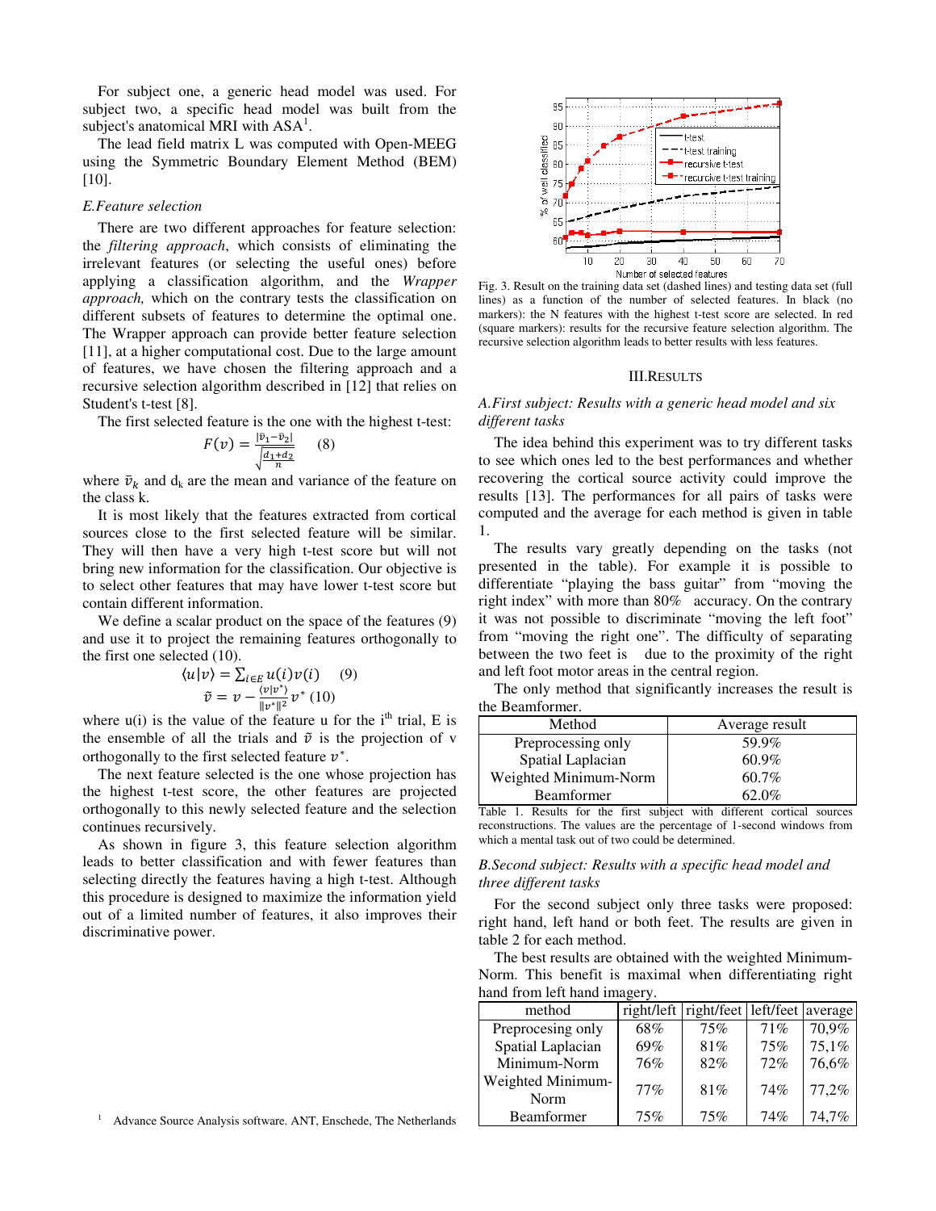For subject one, a generic head model was used. For subject two, a specific head model was built from the subject's anatomical MRI with ASA[1].

The lead field matrix L was computed with Open-MEEG using the Symmetric Boundary Element Method (BEM) [10].

### E. Feature selection

There are two different approaches for feature selection: the *filtering approach*, which consists of eliminating the irrelevant features (or selecting the useful ones) before applying a classification algorithm, and the *Wrapper approach,* which on the contrary tests the classification on different subsets of features to determine the optimal one. The Wrapper approach can provide better feature selection [11], at a higher computational cost. Due to the large amount of features, we have chosen the filtering approach and a recursive selection algorithm described in [12] that relies on Student's t-test [8].

The first selected feature is the one with the highest t-test:

$$F(v) = \frac{|\bar{v}_1 - \bar{v}_2|}{\sqrt{\frac{d_1 + d_2}{n}}} \quad (8)$$

where $\bar{v}_k$ and $d_k$ are the mean and variance of the feature on the class k.

It is most likely that the features extracted from cortical sources close to the first selected feature will be similar. They will then have a very high t-test score but will not bring new information for the classification. Our objective is to select other features that may have lower t-test score but contain different information.

We define a scalar product on the space of the features (9) and use it to project the remaining features orthogonally to the first one selected (10).

$$\langle u|v\rangle = \sum_{i \in E} u(i)v(i) \quad (9)$$

$$\tilde{v} = v - \frac{\langle v|v^*\rangle}{\|v^*\|^2} v^* \quad (10)$$

where u(i) is the value of the feature u for the i[th] trial, E is the ensemble of all the trials and $\tilde{v}$ is the projection of v orthogonally to the first selected feature $v^*$.

The next feature selected is the one whose projection has the highest t-test score, the other features are projected orthogonally to this newly selected feature and the selection continues recursively.

As shown in figure 3, this feature selection algorithm leads to better classification and with fewer features than selecting directly the features having a high t-test. Although this procedure is designed to maximize the information yield out of a limited number of features, it also improves their discriminative power.

[1] Advance Source Analysis software. ANT, Enschede, The Netherlands

Fig. 3. Result on the training data set (dashed lines) and testing data set (full lines) as a function of the number of selected features. In black (no markers): the N features with the highest t-test score are selected. In red (square markers): results for the recursive feature selection algorithm. The recursive selection algorithm leads to better results with less features.

## III. Results

### A. First subject: Results with a generic head model and six different tasks

The idea behind this experiment was to try different tasks to see which ones led to the best performances and whether recovering the cortical source activity could improve the results [13]. The performances for all pairs of tasks were computed and the average for each method is given in table 1.

The results vary greatly depending on the tasks (not presented in the table). For example it is possible to differentiate "playing the bass guitar" from "moving the right index" with more than 80% accuracy. On the contrary it was not possible to discriminate "moving the left foot" from "moving the right one". The difficulty of separating between the two feet is due to the proximity of the right and left foot motor areas in the central region.

The only method that significantly increases the result is the Beamformer.

| Method | Average result |
|---|---|
| Preprocessing only | 59.9% |
| Spatial Laplacian | 60.9% |
| Weighted Minimum-Norm | 60.7% |
| Beamformer | 62.0% |

Table 1. Results for the first subject with different cortical sources reconstructions. The values are the percentage of 1-second windows from which a mental task out of two could be determined.

### B. Second subject: Results with a specific head model and three different tasks

For the second subject only three tasks were proposed: right hand, left hand or both feet. The results are given in table 2 for each method.

The best results are obtained with the weighted Minimum-Norm. This benefit is maximal when differentiating right hand from left hand imagery.

| method | right/left | right/feet | left/feet | average |
|---|---|---|---|---|
| Preprocessing only | 68% | 75% | 71% | 70,9% |
| Spatial Laplacian | 69% | 81% | 75% | 75,1% |
| Minimum-Norm | 76% | 82% | 72% | 76,6% |
| Weighted Minimum-Norm | 77% | 81% | 74% | 77,2% |
| Beamformer | 75% | 75% | 74% | 74,7% |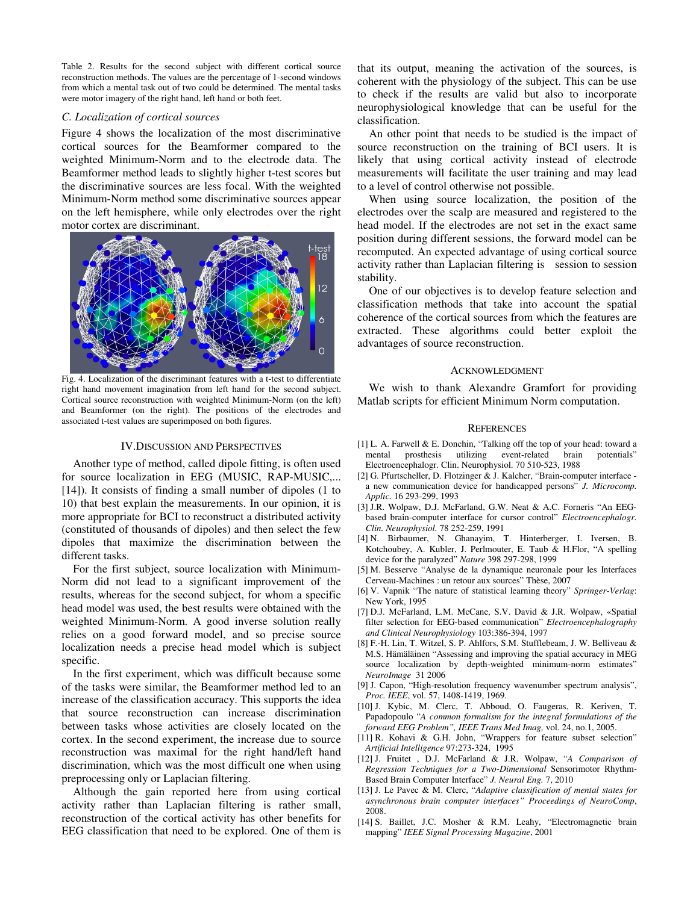Table 2. Results for the second subject with different cortical source reconstruction methods. The values are the percentage of 1-second windows from which a mental task out of two could be determined. The mental tasks were motor imagery of the right hand, left hand or both feet.

### C. Localization of cortical sources

Figure 4 shows the localization of the most discriminative cortical sources for the Beamformer compared to the weighted Minimum-Norm and to the electrode data. The Beamformer method leads to slightly higher t-test scores but the discriminative sources are less focal. With the weighted Minimum-Norm method some discriminative sources appear on the left hemisphere, while only electrodes over the right motor cortex are discriminant.

t-test
18
12
6
0

Fig. 4. Localization of the discriminant features with a t-test to differentiate right hand movement imagination from left hand for the second subject. Cortical source reconstruction with weighted Minimum-Norm (on the left) and Beamformer (on the right). The positions of the electrodes and associated t-test values are superimposed on both figures.

## IV. Discussion and Perspectives

Another type of method, called dipole fitting, is often used for source localization in EEG (MUSIC, RAP-MUSIC,... [14]). It consists of finding a small number of dipoles (1 to 10) that best explain the measurements. In our opinion, it is more appropriate for BCI to reconstruct a distributed activity (constituted of thousands of dipoles) and then select the few dipoles that maximize the discrimination between the different tasks.

For the first subject, source localization with Minimum-Norm did not lead to a significant improvement of the results, whereas for the second subject, for whom a specific head model was used, the best results were obtained with the weighted Minimum-Norm. A good inverse solution really relies on a good forward model, and so precise source localization needs a precise head model which is subject specific.

In the first experiment, which was difficult because some of the tasks were similar, the Beamformer method led to an increase of the classification accuracy. This supports the idea that source reconstruction can increase discrimination between tasks whose activities are closely located on the cortex. In the second experiment, the increase due to source reconstruction was maximal for the right hand/left hand discrimination, which was the most difficult one when using preprocessing only or Laplacian filtering.

Although the gain reported here from using cortical activity rather than Laplacian filtering is rather small, reconstruction of the cortical activity has other benefits for EEG classification that need to be explored. One of them is that its output, meaning the activation of the sources, is coherent with the physiology of the subject. This can be use to check if the results are valid but also to incorporate neurophysiological knowledge that can be useful for the classification.

An other point that needs to be studied is the impact of source reconstruction on the training of BCI users. It is likely that using cortical activity instead of electrode measurements will facilitate the user training and may lead to a level of control otherwise not possible.

When using source localization, the position of the electrodes over the scalp are measured and registered to the head model. If the electrodes are not set in the exact same position during different sessions, the forward model can be recomputed. An expected advantage of using cortical source activity rather than Laplacian filtering is session to session stability.

One of our objectives is to develop feature selection and classification methods that take into account the spatial coherence of the cortical sources from which the features are extracted. These algorithms could better exploit the advantages of source reconstruction.

## Acknowledgment

We wish to thank Alexandre Gramfort for providing Matlab scripts for efficient Minimum Norm computation.

## References

[1] L. A. Farwell & E. Donchin, "Talking off the top of your head: toward a mental prosthesis utilizing event-related brain potentials" Electroencephalogr. Clin. Neurophysiol. 70 510-523, 1988

[2] G. Pfurtscheller, D. Flotzinger & J. Kalcher, "Brain-computer interface - a new communication device for handicapped persons" *J. Microcomp. Applic.* 16 293-299, 1993

[3] J.R. Wolpaw, D.J. McFarland, G.W. Neat & A.C. Forneris "An EEG-based brain-computer interface for cursor control" *Electroencephalogr. Clin. Neurophysiol.* 78 252-259, 1991

[4] N. Birbaumer, N. Ghanayim, T. Hinterberger, I. Iversen, B. Kotchoubey, A. Kubler, J. Perlmouter, E. Taub & H.Flor, "A spelling device for the paralyzed" *Nature* 398 297-298, 1999

[5] M. Besserve "Analyse de la dynamique neuronale pour les Interfaces Cerveau-Machines : un retour aux sources" Thèse, 2007

[6] V. Vapnik "The nature of statistical learning theory" *Springer-Verlag*: New York, 1995

[7] D.J. McFarland, L.M. McCane, S.V. David & J.R. Wolpaw, «Spatial filter selection for EEG-based communication" *Electroencephalography and Clinical Neurophysiology* 103:386-394, 1997

[8] F.-H. Lin, T. Witzel, S. P. Ahlfors, S.M. Stufflebeam, J. W. Belliveau & M.S. Hämäläinen "Assessing and improving the spatial accuracy in MEG source localization by depth-weighted minimum-norm estimates" *NeuroImage* 31 2006

[9] J. Capon, "High-resolution frequency wavenumber spectrum analysis", *Proc. IEEE*, vol. 57, 1408-1419, 1969.

[10] J. Kybic, M. Clerc, T. Abboud, O. Faugeras, R. Keriven, T. Papadopoulo "*A common formalism for the integral formulations of the forward EEG Problem*", *IEEE Trans Med Imag,* vol. 24, no.1, 2005.

[11] R. Kohavi & G.H. John, "Wrappers for feature subset selection" *Artificial Intelligence* 97:273-324, 1995

[12] J. Fruitet , D.J. McFarland & J.R. Wolpaw, "*A Comparison of Regression Techniques for a Two-Dimensional* Sensorimotor Rhythm-Based Brain Computer Interface" *J. Neural Eng.* 7, 2010

[13] J. Le Pavec & M. Clerc, "*Adaptive classification of mental states for asynchronous brain computer interfaces*" *Proceedings of NeuroComp*, 2008.

[14] S. Baillet, J.C. Mosher & R.M. Leahy, "Electromagnetic brain mapping" *IEEE Signal Processing Magazine*, 2001